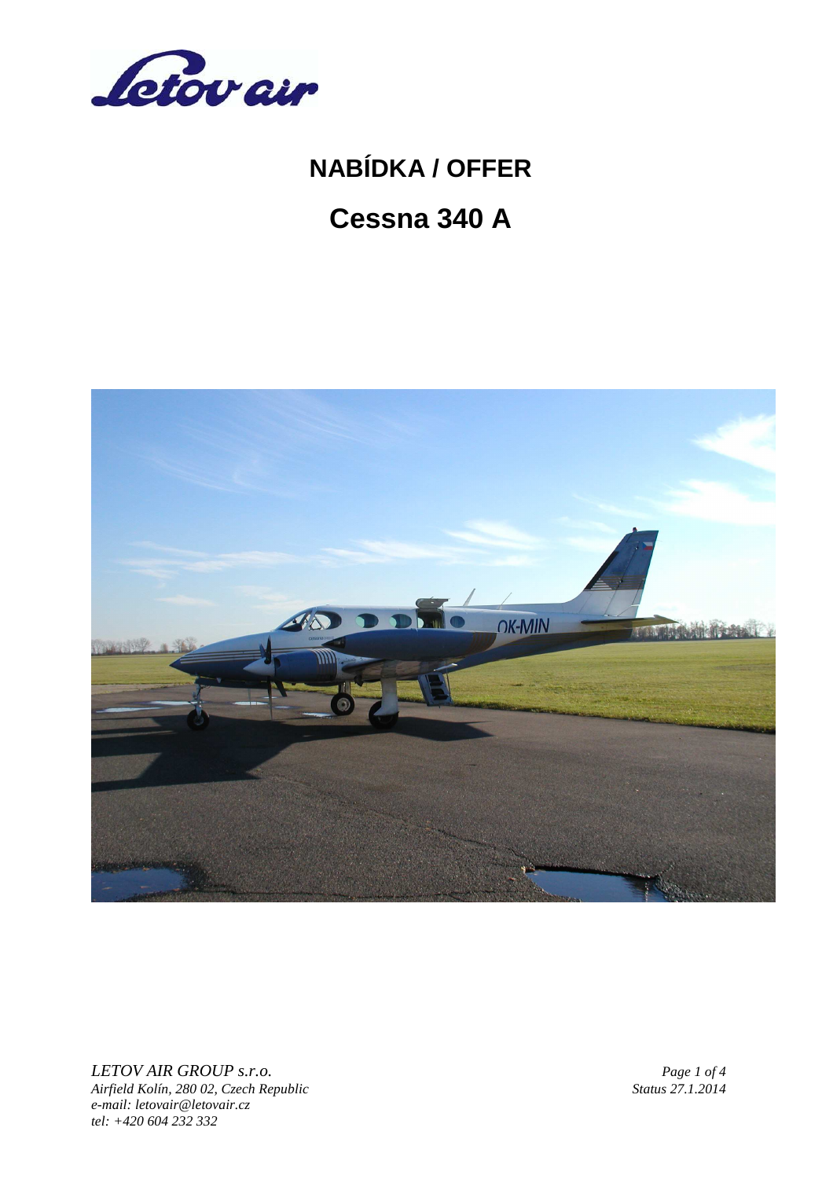# NABÍDKA / OFFER

# Cessna 340 A

*LETOV AIR GROUP s.r.o.*
*Airfield Kolín, 280 02, Czech Republic*
*e-mail: letovair@letovair.cz*
*tel: +420 604 232 332*

*Status 27.1.2014*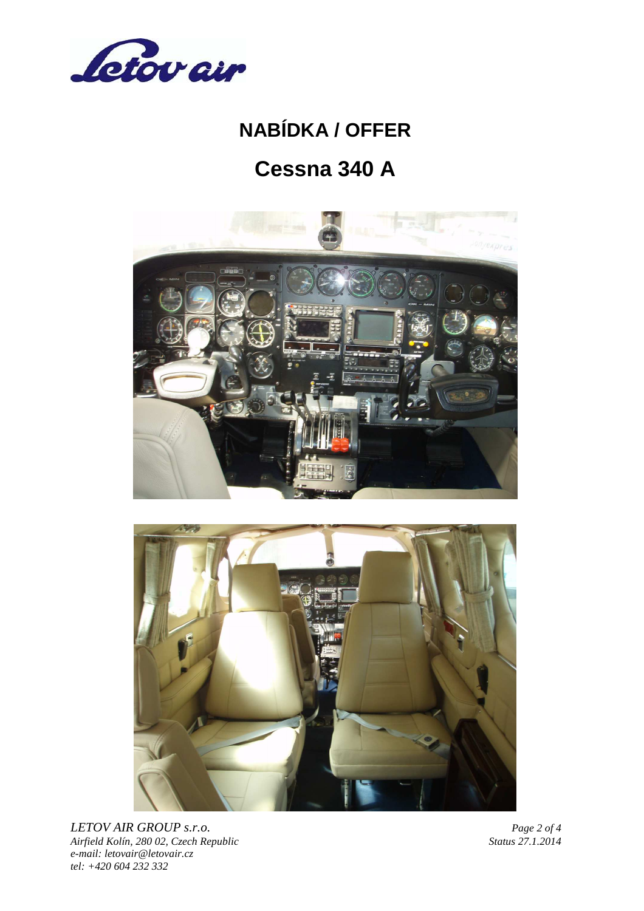# NABÍDKA / OFFER

# Cessna 340 A

*LETOV AIR GROUP s.r.o.*
*Airfield Kolín, 280 02, Czech Republic*
*e-mail: letovair@letovair.cz*
*tel: +420 604 232 332*

*Status 27.1.2014*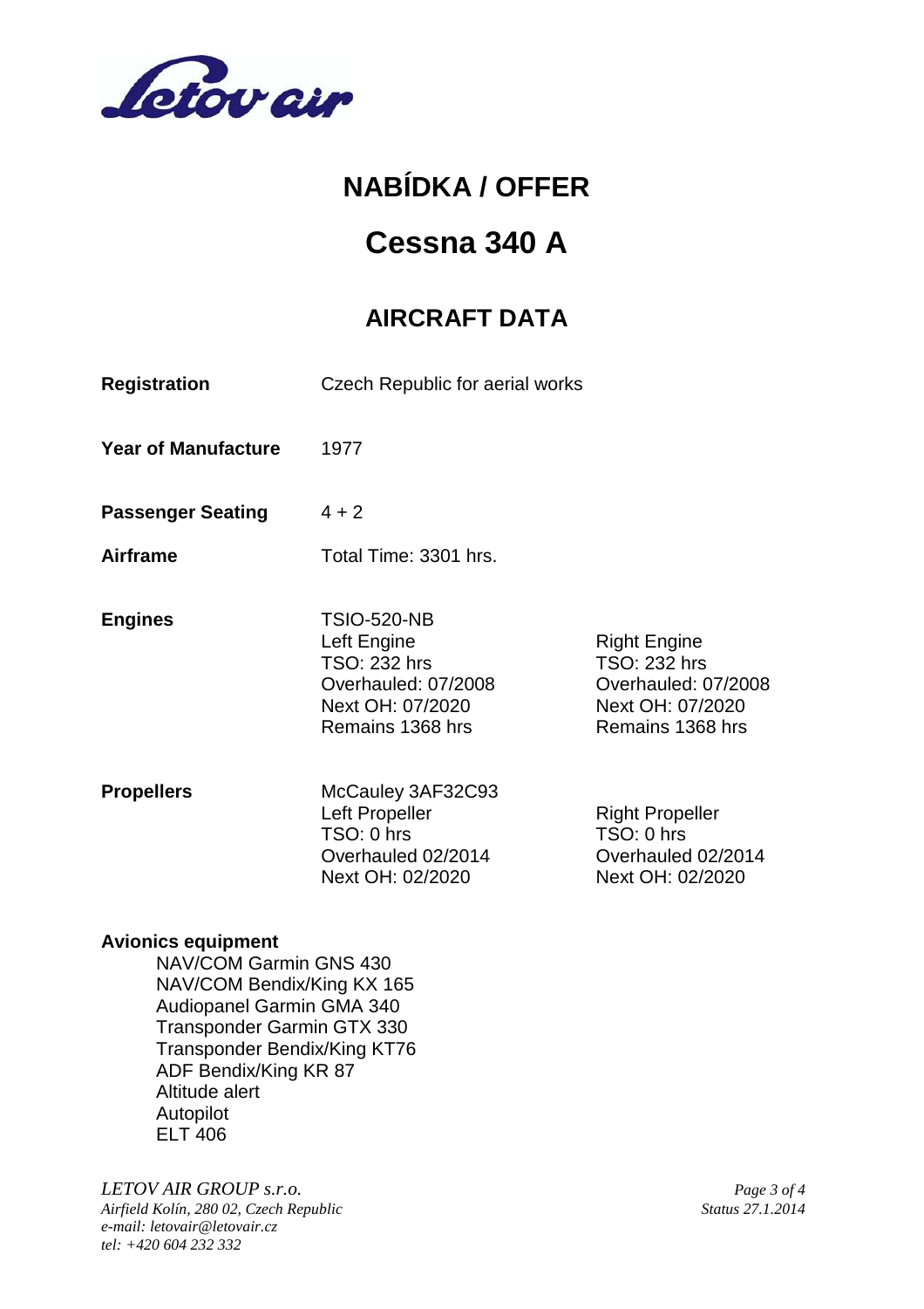Letov air

# NABÍDKA / OFFER

# Cessna 340 A

## AIRCRAFT DATA

**Registration** Czech Republic for aerial works

**Year of Manufacture** 1977

**Passenger Seating** 4 + 2

**Airframe** Total Time: 3301 hrs.

**Engines**

TSIO-520-NB

| Left Engine | Right Engine |
|---|---|
| TSO: 232 hrs | TSO: 232 hrs |
| Overhauled: 07/2008 | Overhauled: 07/2008 |
| Next OH: 07/2020 | Next OH: 07/2020 |
| Remains 1368 hrs | Remains 1368 hrs |

**Propellers**

McCauley 3AF32C93

| Left Propeller | Right Propeller |
|---|---|
| TSO: 0 hrs | TSO: 0 hrs |
| Overhauled 02/2014 | Overhauled 02/2014 |
| Next OH: 02/2020 | Next OH: 02/2020 |

**Avionics equipment**

- NAV/COM Garmin GNS 430
- NAV/COM Bendix/King KX 165
- Audiopanel Garmin GMA 340
- Transponder Garmin GTX 330
- Transponder Bendix/King KT76
- ADF Bendix/King KR 87
- Altitude alert
- Autopilot
- ELT 406

*LETOV AIR GROUP s.r.o.*
*Airfield Kolín, 280 02, Czech Republic*
*e-mail: letovair@letovair.cz*
*tel: +420 604 232 332*

*Status 27.1.2014*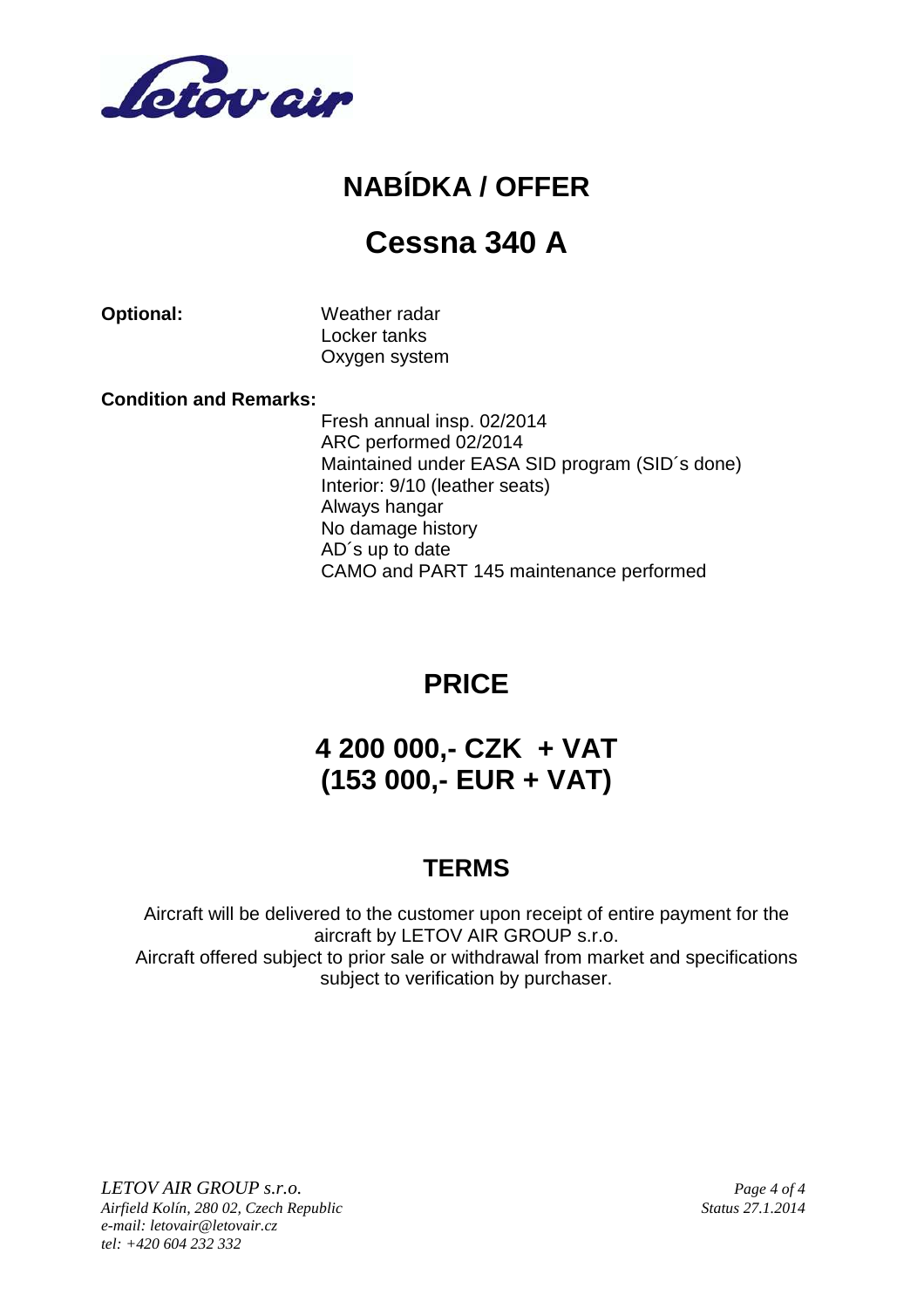# NABÍDKA / OFFER

# Cessna 340 A

**Optional:**

Weather radar
Locker tanks
Oxygen system

**Condition and Remarks:**

Fresh annual insp. 02/2014
ARC performed 02/2014
Maintained under EASA SID program (SID´s done)
Interior: 9/10 (leather seats)
Always hangar
No damage history
AD´s up to date
CAMO and PART 145 maintenance performed

## PRICE

## 4 200 000,- CZK + VAT
## (153 000,- EUR + VAT)

## TERMS

Aircraft will be delivered to the customer upon receipt of entire payment for the aircraft by LETOV AIR GROUP s.r.o.
Aircraft offered subject to prior sale or withdrawal from market and specifications subject to verification by purchaser.

*LETOV AIR GROUP s.r.o.*
*Airfield Kolín, 280 02, Czech Republic*
*e-mail: letovair@letovair.cz*
*tel: +420 604 232 332*

*Status 27.1.2014*